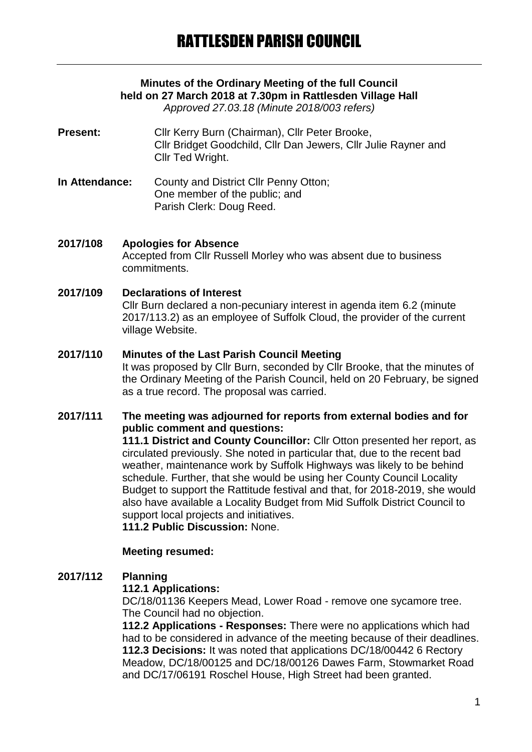# RATTLESDEN PARISH COUNCIL

**Minutes of the Ordinary Meeting of the full Council held on 27 March 2018 at 7.30pm in Rattlesden Village Hall**

*Approved 27.03.18 (Minute 2018/003 refers)*

**Present:** Cllr Kerry Burn (Chairman), Cllr Peter Brooke, Cllr Bridget Goodchild, Cllr Dan Jewers, Cllr Julie Rayner and Cllr Ted Wright.

**In Attendance:** County and District Cllr Penny Otton; One member of the public; and Parish Clerk: Doug Reed.

**2017/108 Apologies for Absence**

Accepted from Cllr Russell Morley who was absent due to business commitments.

**2017/109 Declarations of Interest**

Cllr Burn declared a non-pecuniary interest in agenda item 6.2 (minute 2017/113.2) as an employee of Suffolk Cloud, the provider of the current village Website.

**2017/110 Minutes of the Last Parish Council Meeting**

It was proposed by Cllr Burn, seconded by Cllr Brooke, that the minutes of the Ordinary Meeting of the Parish Council, held on 20 February, be signed as a true record. The proposal was carried.

**2017/111 The meeting was adjourned for reports from external bodies and for public comment and questions:**

**111.1 District and County Councillor:** Cllr Otton presented her report, as circulated previously. She noted in particular that, due to the recent bad weather, maintenance work by Suffolk Highways was likely to be behind schedule. Further, that she would be using her County Council Locality Budget to support the Rattitude festival and that, for 2018-2019, she would also have available a Locality Budget from Mid Suffolk District Council to support local projects and initiatives.

**111.2 Public Discussion:** None.

**Meeting resumed:**

**2017/112 Planning**

**112.1 Applications:**

DC/18/01136 Keepers Mead, Lower Road - remove one sycamore tree. The Council had no objection.

**112.2 Applications - Responses:** There were no applications which had had to be considered in advance of the meeting because of their deadlines.

**112.3 Decisions:** It was noted that applications DC/18/00442 6 Rectory Meadow, DC/18/00125 and DC/18/00126 Dawes Farm, Stowmarket Road and DC/17/06191 Roschel House, High Street had been granted.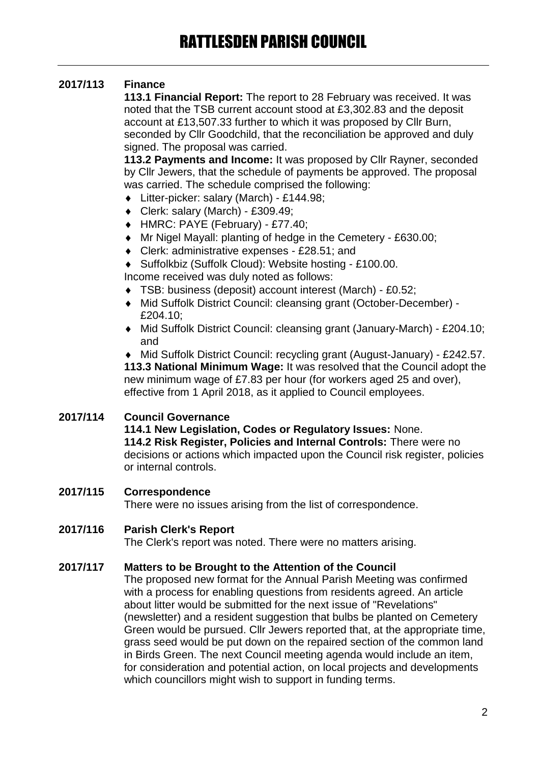# RATTLESDEN PARISH COUNCIL

**2017/113 Finance**

**113.1 Financial Report:** The report to 28 February was received. It was noted that the TSB current account stood at £3,302.83 and the deposit account at £13,507.33 further to which it was proposed by Cllr Burn, seconded by Cllr Goodchild, that the reconciliation be approved and duly signed. The proposal was carried.

**113.2 Payments and Income:** It was proposed by Cllr Rayner, seconded by Cllr Jewers, that the schedule of payments be approved. The proposal was carried. The schedule comprised the following:

- Litter-picker: salary (March) - £144.98;
- Clerk: salary (March) - £309.49;
- HMRC: PAYE (February) - £77.40;
- Mr Nigel Mayall: planting of hedge in the Cemetery - £630.00;
- Clerk: administrative expenses - £28.51; and
- Suffolkbiz (Suffolk Cloud): Website hosting - £100.00.

Income received was duly noted as follows:

- TSB: business (deposit) account interest (March) - £0.52;
- Mid Suffolk District Council: cleansing grant (October-December) - £204.10;
- Mid Suffolk District Council: cleansing grant (January-March) - £204.10; and
- Mid Suffolk District Council: recycling grant (August-January) - £242.57.

**113.3 National Minimum Wage:** It was resolved that the Council adopt the new minimum wage of £7.83 per hour (for workers aged 25 and over), effective from 1 April 2018, as it applied to Council employees.

**2017/114 Council Governance**

**114.1 New Legislation, Codes or Regulatory Issues:** None.

**114.2 Risk Register, Policies and Internal Controls:** There were no decisions or actions which impacted upon the Council risk register, policies or internal controls.

**2017/115 Correspondence**

There were no issues arising from the list of correspondence.

**2017/116 Parish Clerk's Report**

The Clerk's report was noted. There were no matters arising.

**2017/117 Matters to be Brought to the Attention of the Council**

The proposed new format for the Annual Parish Meeting was confirmed with a process for enabling questions from residents agreed. An article about litter would be submitted for the next issue of "Revelations" (newsletter) and a resident suggestion that bulbs be planted on Cemetery Green would be pursued. Cllr Jewers reported that, at the appropriate time, grass seed would be put down on the repaired section of the common land in Birds Green. The next Council meeting agenda would include an item, for consideration and potential action, on local projects and developments which councillors might wish to support in funding terms.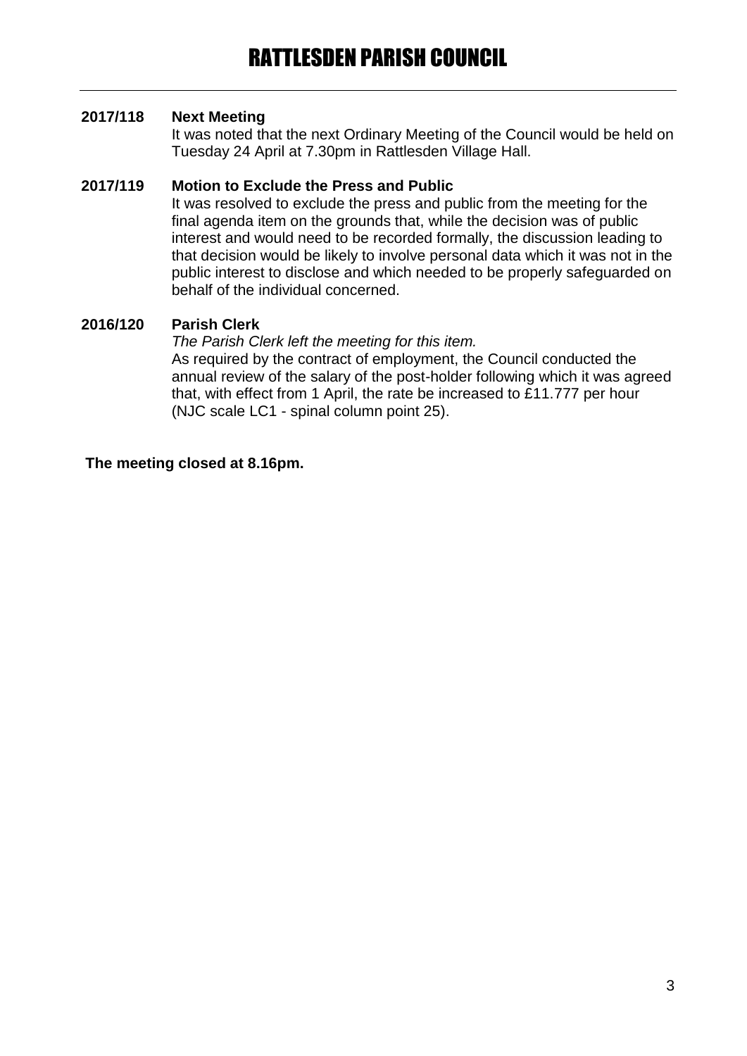**2017/118 Next Meeting**

It was noted that the next Ordinary Meeting of the Council would be held on Tuesday 24 April at 7.30pm in Rattlesden Village Hall.

**2017/119 Motion to Exclude the Press and Public**

It was resolved to exclude the press and public from the meeting for the final agenda item on the grounds that, while the decision was of public interest and would need to be recorded formally, the discussion leading to that decision would be likely to involve personal data which it was not in the public interest to disclose and which needed to be properly safeguarded on behalf of the individual concerned.

**2016/120 Parish Clerk**

*The Parish Clerk left the meeting for this item.*

As required by the contract of employment, the Council conducted the annual review of the salary of the post-holder following which it was agreed that, with effect from 1 April, the rate be increased to £11.777 per hour (NJC scale LC1 - spinal column point 25).

**The meeting closed at 8.16pm.**